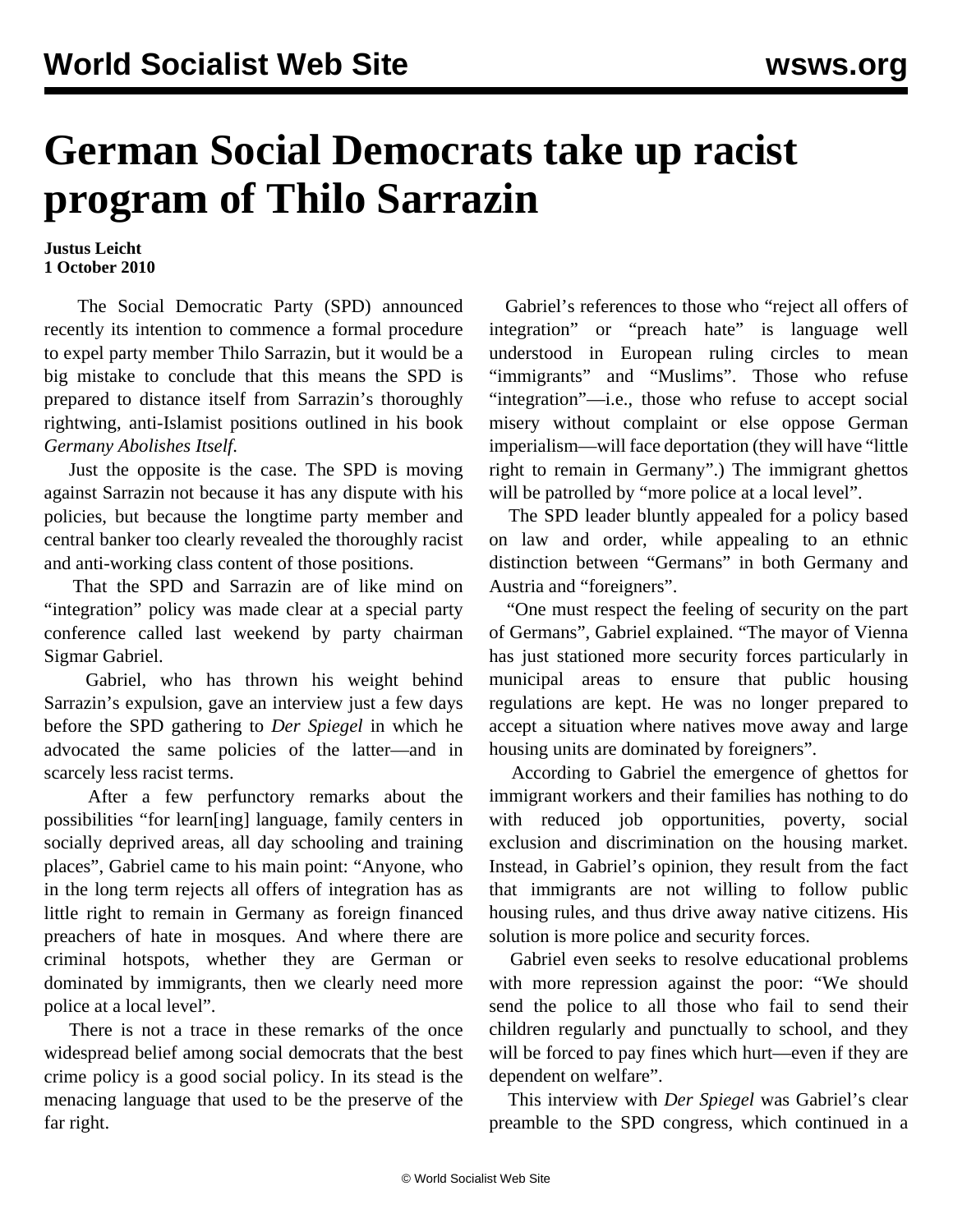# German Social Democrats take up racist program of Thilo Sarrazin

**Justus Leicht**
**1 October 2010**

The Social Democratic Party (SPD) announced recently its intention to commence a formal procedure to expel party member Thilo Sarrazin, but it would be a big mistake to conclude that this means the SPD is prepared to distance itself from Sarrazin's thoroughly rightwing, anti-Islamist positions outlined in his book *Germany Abolishes Itself*.

Just the opposite is the case. The SPD is moving against Sarrazin not because it has any dispute with his policies, but because the longtime party member and central banker too clearly revealed the thoroughly racist and anti-working class content of those positions.

That the SPD and Sarrazin are of like mind on "integration" policy was made clear at a special party conference called last weekend by party chairman Sigmar Gabriel.

Gabriel, who has thrown his weight behind Sarrazin's expulsion, gave an interview just a few days before the SPD gathering to *Der Spiegel* in which he advocated the same policies of the latter—and in scarcely less racist terms.

After a few perfunctory remarks about the possibilities "for learn[ing] language, family centers in socially deprived areas, all day schooling and training places", Gabriel came to his main point: "Anyone, who in the long term rejects all offers of integration has as little right to remain in Germany as foreign financed preachers of hate in mosques. And where there are criminal hotspots, whether they are German or dominated by immigrants, then we clearly need more police at a local level".

There is not a trace in these remarks of the once widespread belief among social democrats that the best crime policy is a good social policy. In its stead is the menacing language that used to be the preserve of the far right.

Gabriel's references to those who "reject all offers of integration" or "preach hate" is language well understood in European ruling circles to mean "immigrants" and "Muslims". Those who refuse "integration"—i.e., those who refuse to accept social misery without complaint or else oppose German imperialism—will face deportation (they will have "little right to remain in Germany".) The immigrant ghettos will be patrolled by "more police at a local level".

The SPD leader bluntly appealed for a policy based on law and order, while appealing to an ethnic distinction between "Germans" in both Germany and Austria and "foreigners".

"One must respect the feeling of security on the part of Germans", Gabriel explained. "The mayor of Vienna has just stationed more security forces particularly in municipal areas to ensure that public housing regulations are kept. He was no longer prepared to accept a situation where natives move away and large housing units are dominated by foreigners".

According to Gabriel the emergence of ghettos for immigrant workers and their families has nothing to do with reduced job opportunities, poverty, social exclusion and discrimination on the housing market. Instead, in Gabriel's opinion, they result from the fact that immigrants are not willing to follow public housing rules, and thus drive away native citizens. His solution is more police and security forces.

Gabriel even seeks to resolve educational problems with more repression against the poor: "We should send the police to all those who fail to send their children regularly and punctually to school, and they will be forced to pay fines which hurt—even if they are dependent on welfare".

This interview with *Der Spiegel* was Gabriel's clear preamble to the SPD congress, which continued in a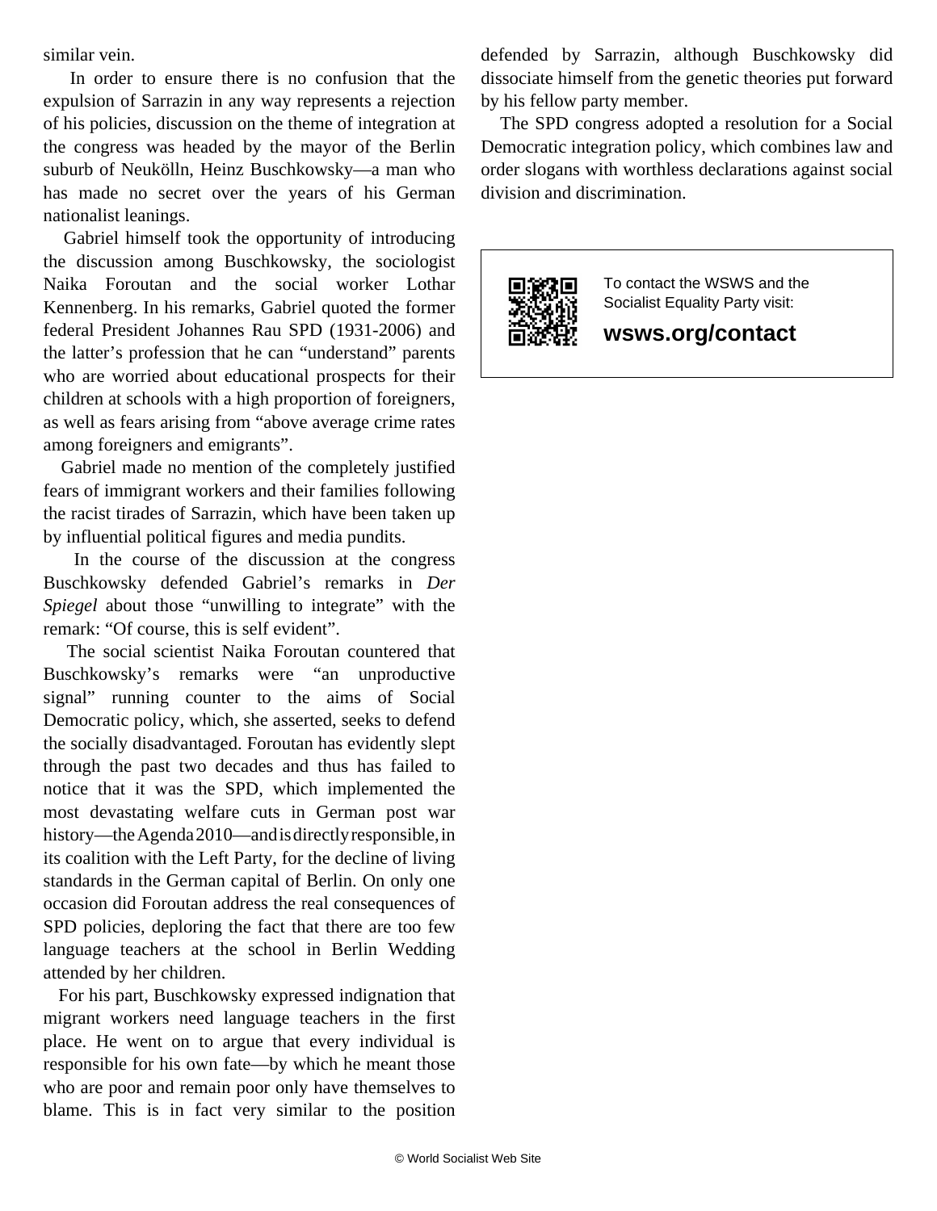similar vein.

In order to ensure there is no confusion that the expulsion of Sarrazin in any way represents a rejection of his policies, discussion on the theme of integration at the congress was headed by the mayor of the Berlin suburb of Neukölln, Heinz Buschkowsky—a man who has made no secret over the years of his German nationalist leanings.

Gabriel himself took the opportunity of introducing the discussion among Buschkowsky, the sociologist Naika Foroutan and the social worker Lothar Kennenberg. In his remarks, Gabriel quoted the former federal President Johannes Rau SPD (1931-2006) and the latter's profession that he can "understand" parents who are worried about educational prospects for their children at schools with a high proportion of foreigners, as well as fears arising from "above average crime rates among foreigners and emigrants".

Gabriel made no mention of the completely justified fears of immigrant workers and their families following the racist tirades of Sarrazin, which have been taken up by influential political figures and media pundits.

In the course of the discussion at the congress Buschkowsky defended Gabriel's remarks in *Der Spiegel* about those "unwilling to integrate" with the remark: "Of course, this is self evident".

The social scientist Naika Foroutan countered that Buschkowsky's remarks were "an unproductive signal" running counter to the aims of Social Democratic policy, which, she asserted, seeks to defend the socially disadvantaged. Foroutan has evidently slept through the past two decades and thus has failed to notice that it was the SPD, which implemented the most devastating welfare cuts in German post war history—the Agenda 2010—and is directly responsible, in its coalition with the Left Party, for the decline of living standards in the German capital of Berlin. On only one occasion did Foroutan address the real consequences of SPD policies, deploring the fact that there are too few language teachers at the school in Berlin Wedding attended by her children.

For his part, Buschkowsky expressed indignation that migrant workers need language teachers in the first place. He went on to argue that every individual is responsible for his own fate—by which he meant those who are poor and remain poor only have themselves to blame. This is in fact very similar to the position defended by Sarrazin, although Buschkowsky did dissociate himself from the genetic theories put forward by his fellow party member.

The SPD congress adopted a resolution for a Social Democratic integration policy, which combines law and order slogans with worthless declarations against social division and discrimination.

To contact the WSWS and the Socialist Equality Party visit:

**wsws.org/contact**